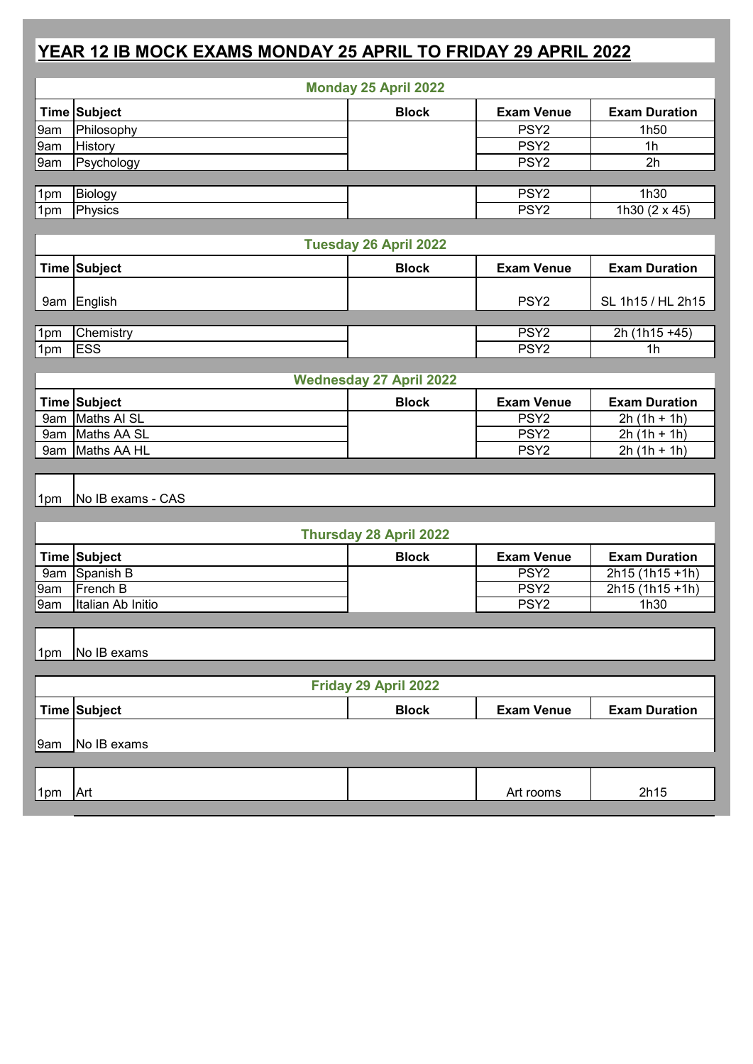# YEAR 12 IB MOCK EXAMS MONDAY 25 APRIL TO FRIDAY 29 APRIL 2022

## Monday 25 April 2022

| Time | Subject | Block | Exam Venue | Exam Duration |
|---|---|---|---|---|
| 9am | Philosophy | | PSY2 | 1h50 |
| 9am | History | | PSY2 | 1h |
| 9am | Psychology | | PSY2 | 2h |
| 1pm | Biology | | PSY2 | 1h30 |
| 1pm | Physics | | PSY2 | 1h30 (2 x 45) |

## Tuesday 26 April 2022

| Time | Subject | Block | Exam Venue | Exam Duration |
|---|---|---|---|---|
| 9am | English | | PSY2 | SL 1h15 / HL 2h15 |
| 1pm | Chemistry | | PSY2 | 2h (1h15 +45) |
| 1pm | ESS | | PSY2 | 1h |

## Wednesday 27 April 2022

| Time | Subject | Block | Exam Venue | Exam Duration |
|---|---|---|---|---|
| 9am | Maths AI SL | | PSY2 | 2h (1h + 1h) |
| 9am | Maths AA SL | | PSY2 | 2h (1h + 1h) |
| 9am | Maths AA HL | | PSY2 | 2h (1h + 1h) |
| 1pm | No IB exams - CAS | | | |

## Thursday 28 April 2022

| Time | Subject | Block | Exam Venue | Exam Duration |
|---|---|---|---|---|
| 9am | Spanish B | | PSY2 | 2h15 (1h15 +1h) |
| 9am | French B | | PSY2 | 2h15 (1h15 +1h) |
| 9am | Italian Ab Initio | | PSY2 | 1h30 |
| 1pm | No IB exams | | | |

## Friday 29 April 2022

| Time | Subject | Block | Exam Venue | Exam Duration |
|---|---|---|---|---|
| 9am | No IB exams | | | |
| 1pm | Art | | Art rooms | 2h15 |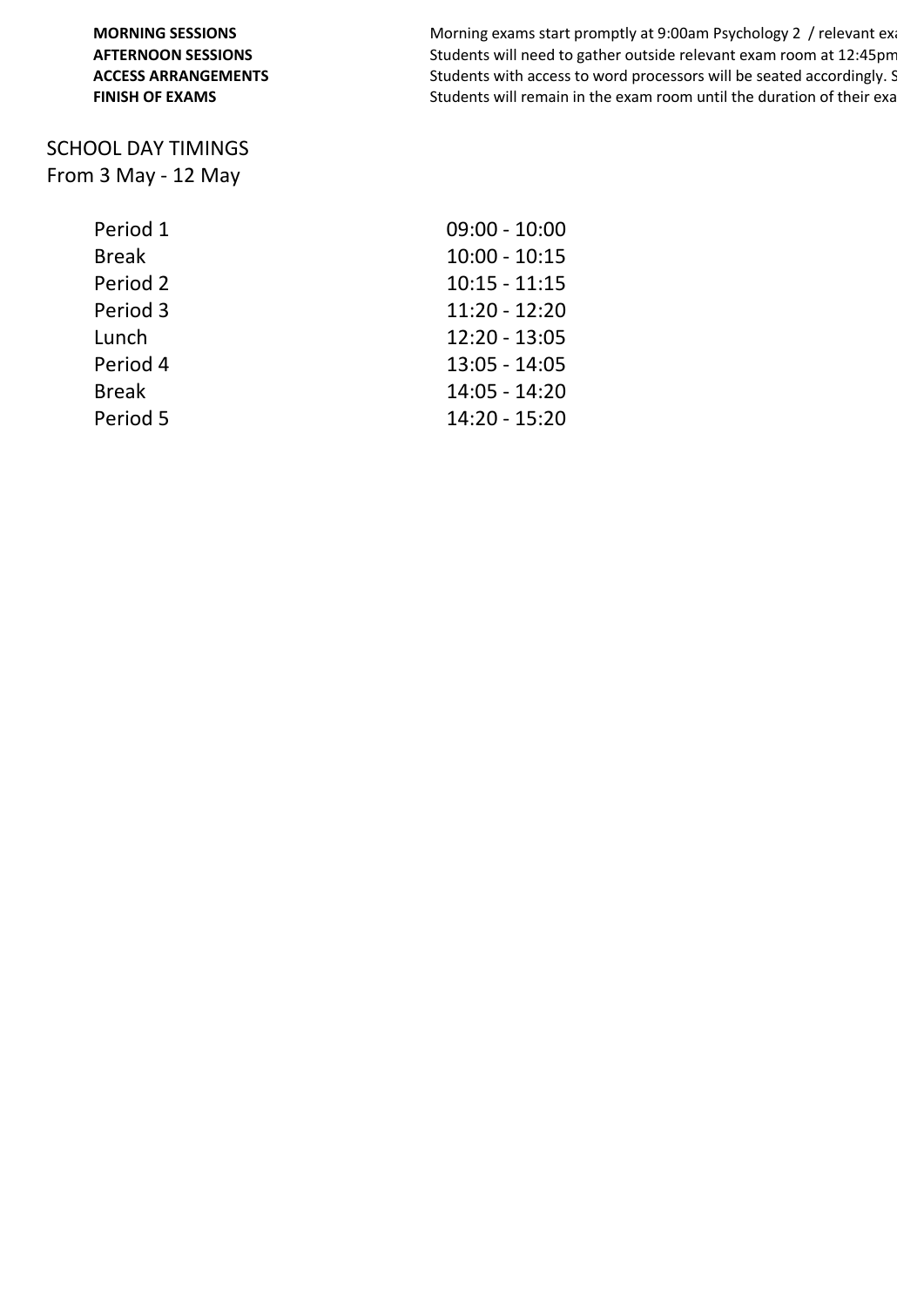| | |
|---|---|
| **MORNING SESSIONS** | Morning exams start promptly at 9:00am Psychology 2 / relevant exa |
| **AFTERNOON SESSIONS** | Students will need to gather outside relevant exam room at 12:45pm |
| **ACCESS ARRANGEMENTS** | Students with access to word processors will be seated accordingly. S |
| **FINISH OF EXAMS** | Students will remain in the exam room until the duration of their exa |

SCHOOL DAY TIMINGS
From 3 May - 12 May

| | |
|---|---|
| Period 1 | 09:00 - 10:00 |
| Break | 10:00 - 10:15 |
| Period 2 | 10:15 - 11:15 |
| Period 3 | 11:20 - 12:20 |
| Lunch | 12:20 - 13:05 |
| Period 4 | 13:05 - 14:05 |
| Break | 14:05 - 14:20 |
| Period 5 | 14:20 - 15:20 |